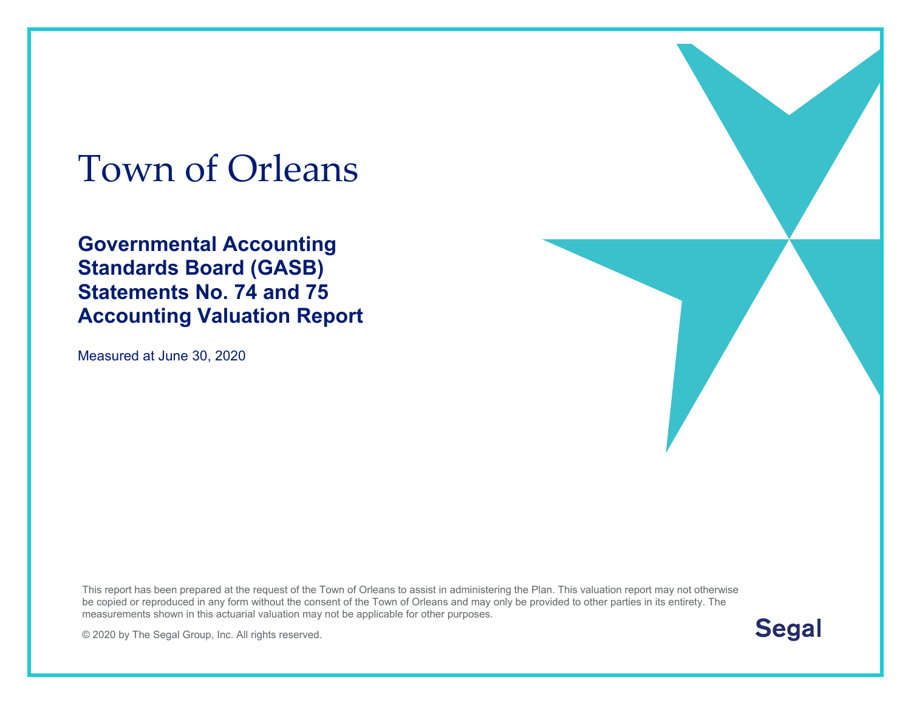# Town of Orleans

## Governmental Accounting Standards Board (GASB) Statements No. 74 and 75 Accounting Valuation Report

Measured at June 30, 2020

This report has been prepared at the request of the Town of Orleans to assist in administering the Plan. This valuation report may not otherwise be copied or reproduced in any form without the consent of the Town of Orleans and may only be provided to other parties in its entirety. The measurements shown in this actuarial valuation may not be applicable for other purposes.

© 2020 by The Segal Group, Inc. All rights reserved.

Segal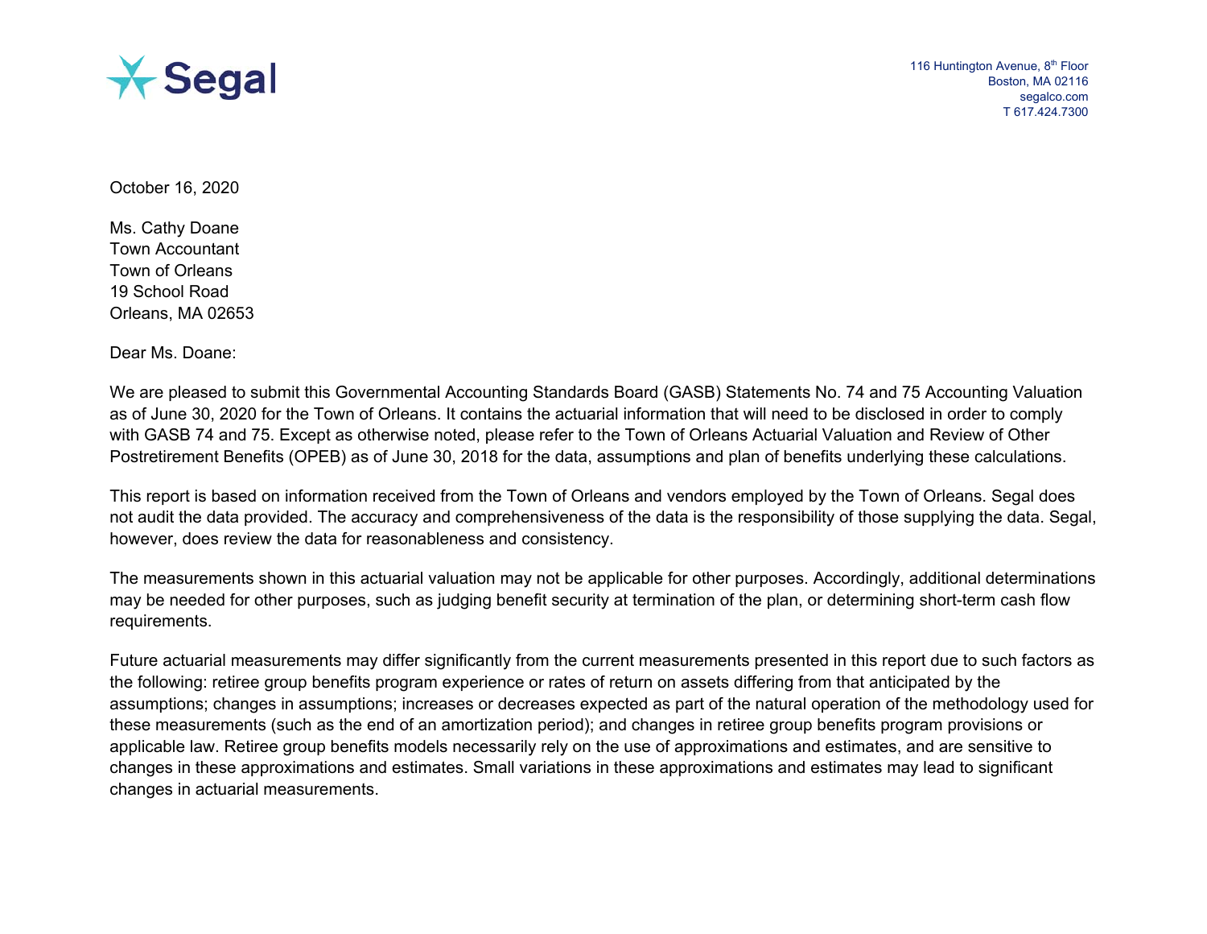116 Huntington Avenue, 8th Floor
Boston, MA 02116
segalco.com
T 617.424.7300

October 16, 2020

Ms. Cathy Doane
Town Accountant
Town of Orleans
19 School Road
Orleans, MA 02653

Dear Ms. Doane:

We are pleased to submit this Governmental Accounting Standards Board (GASB) Statements No. 74 and 75 Accounting Valuation as of June 30, 2020 for the Town of Orleans. It contains the actuarial information that will need to be disclosed in order to comply with GASB 74 and 75. Except as otherwise noted, please refer to the Town of Orleans Actuarial Valuation and Review of Other Postretirement Benefits (OPEB) as of June 30, 2018 for the data, assumptions and plan of benefits underlying these calculations.

This report is based on information received from the Town of Orleans and vendors employed by the Town of Orleans. Segal does not audit the data provided. The accuracy and comprehensiveness of the data is the responsibility of those supplying the data. Segal, however, does review the data for reasonableness and consistency.

The measurements shown in this actuarial valuation may not be applicable for other purposes. Accordingly, additional determinations may be needed for other purposes, such as judging benefit security at termination of the plan, or determining short-term cash flow requirements.

Future actuarial measurements may differ significantly from the current measurements presented in this report due to such factors as the following: retiree group benefits program experience or rates of return on assets differing from that anticipated by the assumptions; changes in assumptions; increases or decreases expected as part of the natural operation of the methodology used for these measurements (such as the end of an amortization period); and changes in retiree group benefits program provisions or applicable law. Retiree group benefits models necessarily rely on the use of approximations and estimates, and are sensitive to changes in these approximations and estimates. Small variations in these approximations and estimates may lead to significant changes in actuarial measurements.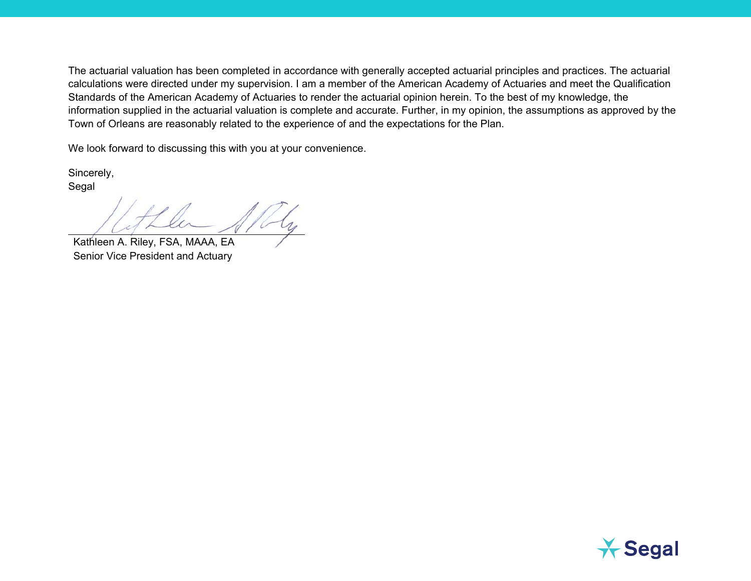The actuarial valuation has been completed in accordance with generally accepted actuarial principles and practices. The actuarial calculations were directed under my supervision. I am a member of the American Academy of Actuaries and meet the Qualification Standards of the American Academy of Actuaries to render the actuarial opinion herein. To the best of my knowledge, the information supplied in the actuarial valuation is complete and accurate. Further, in my opinion, the assumptions as approved by the Town of Orleans are reasonably related to the experience of and the expectations for the Plan.

We look forward to discussing this with you at your convenience.

Sincerely,
Segal

Kathleen A. Riley, FSA, MAAA, EA
Senior Vice President and Actuary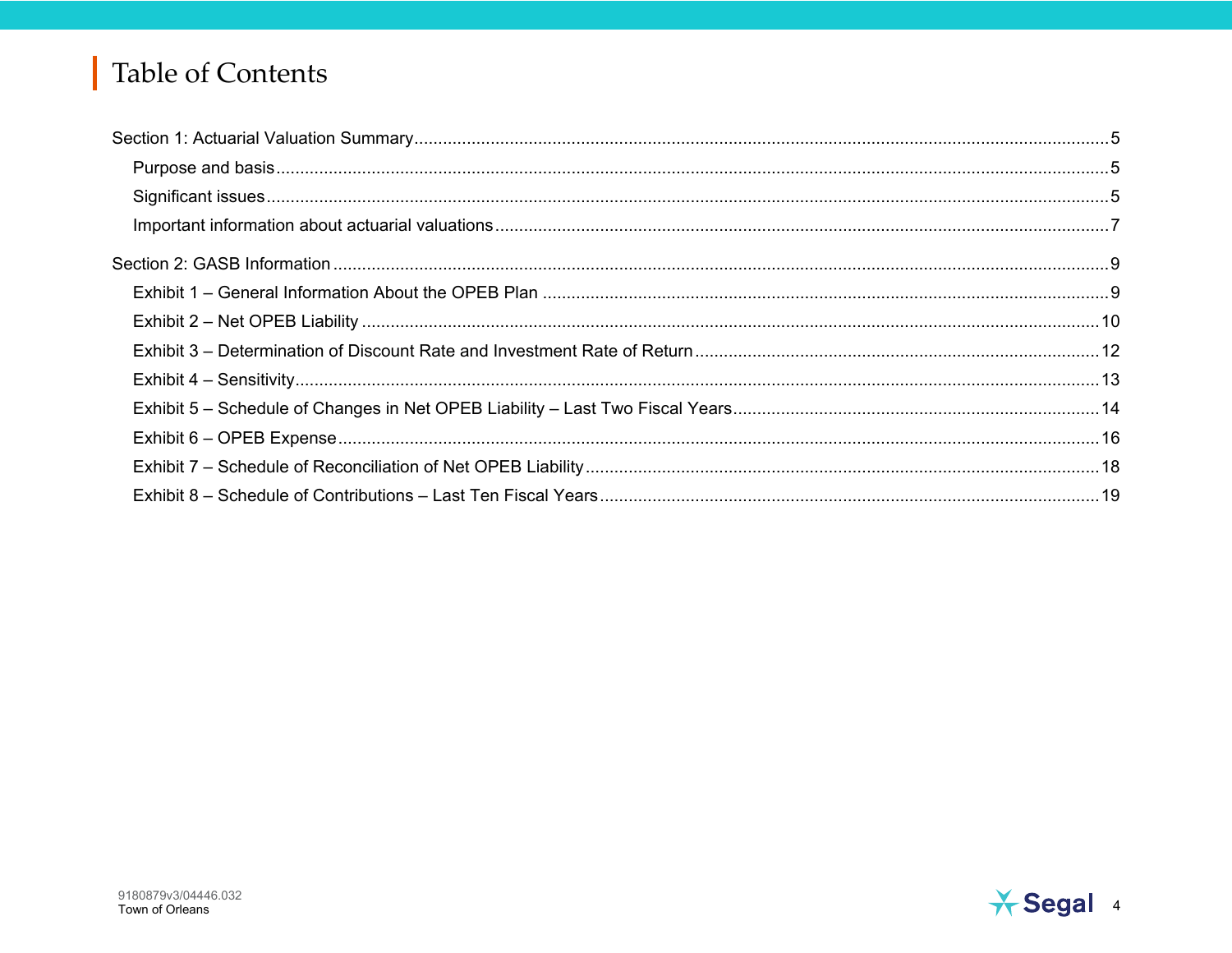# Table of Contents

Section 1: Actuarial Valuation Summary .....5

- Purpose and basis .....5
- Significant issues .....5
- Important information about actuarial valuations .....7

Section 2: GASB Information .....9

- Exhibit 1 – General Information About the OPEB Plan .....9
- Exhibit 2 – Net OPEB Liability .....10
- Exhibit 3 – Determination of Discount Rate and Investment Rate of Return .....12
- Exhibit 4 – Sensitivity .....13
- Exhibit 5 – Schedule of Changes in Net OPEB Liability – Last Two Fiscal Years .....14
- Exhibit 6 – OPEB Expense .....16
- Exhibit 7 – Schedule of Reconciliation of Net OPEB Liability .....18
- Exhibit 8 – Schedule of Contributions – Last Ten Fiscal Years .....19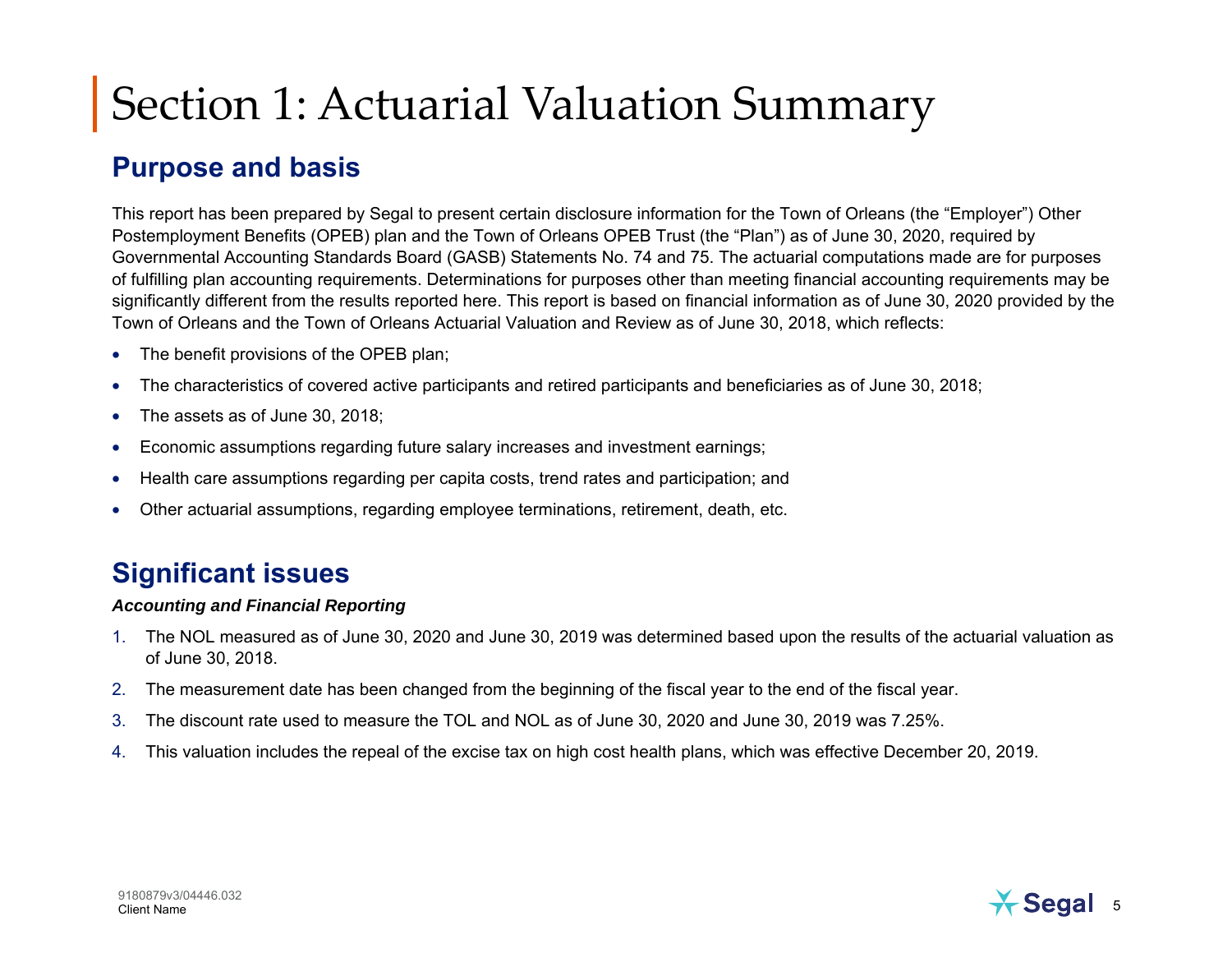# Section 1: Actuarial Valuation Summary

## Purpose and basis

This report has been prepared by Segal to present certain disclosure information for the Town of Orleans (the "Employer") Other Postemployment Benefits (OPEB) plan and the Town of Orleans OPEB Trust (the "Plan") as of June 30, 2020, required by Governmental Accounting Standards Board (GASB) Statements No. 74 and 75. The actuarial computations made are for purposes of fulfilling plan accounting requirements. Determinations for purposes other than meeting financial accounting requirements may be significantly different from the results reported here. This report is based on financial information as of June 30, 2020 provided by the Town of Orleans and the Town of Orleans Actuarial Valuation and Review as of June 30, 2018, which reflects:

- The benefit provisions of the OPEB plan;
- The characteristics of covered active participants and retired participants and beneficiaries as of June 30, 2018;
- The assets as of June 30, 2018;
- Economic assumptions regarding future salary increases and investment earnings;
- Health care assumptions regarding per capita costs, trend rates and participation; and
- Other actuarial assumptions, regarding employee terminations, retirement, death, etc.

## Significant issues

***Accounting and Financial Reporting***

1. The NOL measured as of June 30, 2020 and June 30, 2019 was determined based upon the results of the actuarial valuation as of June 30, 2018.
2. The measurement date has been changed from the beginning of the fiscal year to the end of the fiscal year.
3. The discount rate used to measure the TOL and NOL as of June 30, 2020 and June 30, 2019 was 7.25%.
4. This valuation includes the repeal of the excise tax on high cost health plans, which was effective December 20, 2019.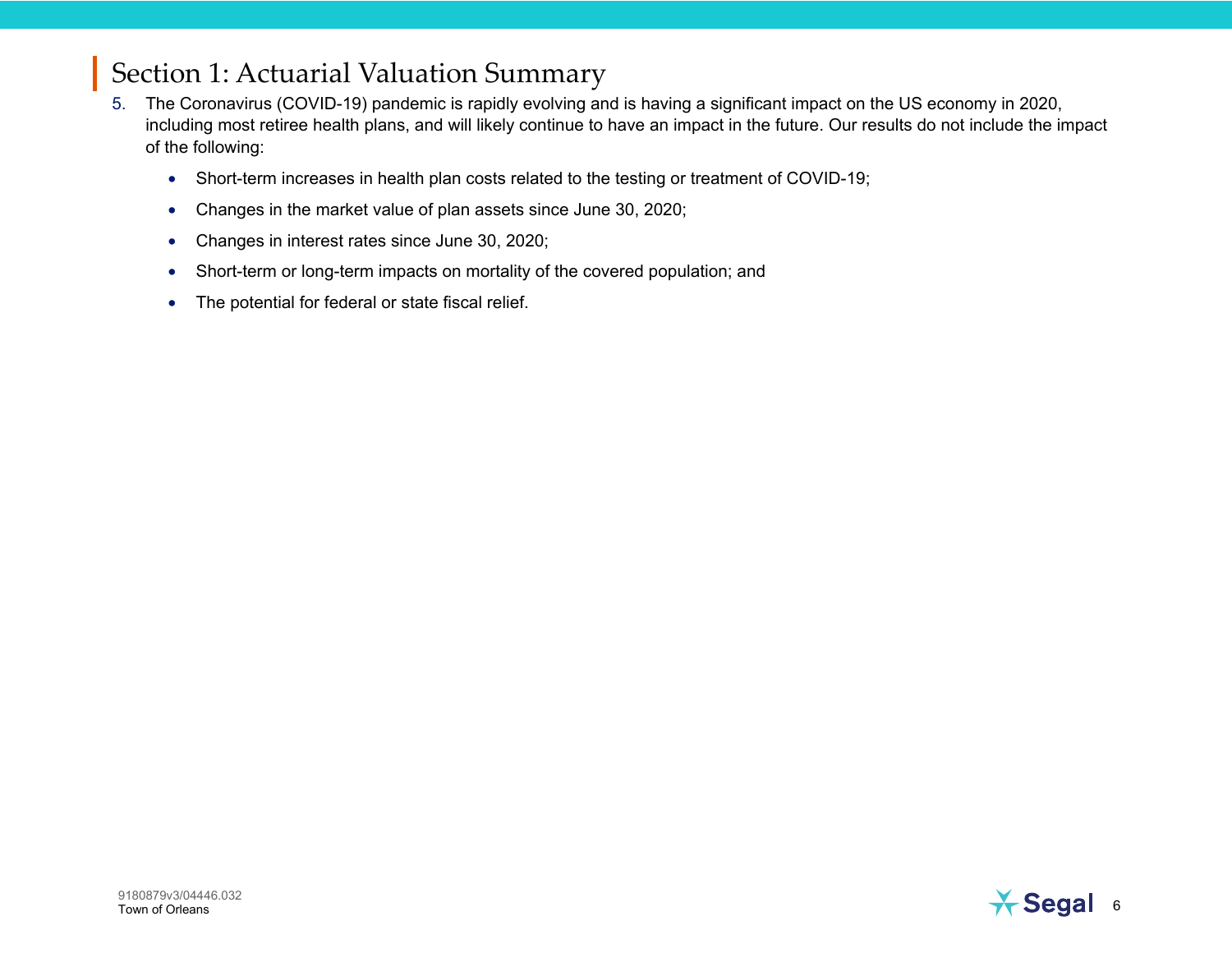# Section 1: Actuarial Valuation Summary

5. The Coronavirus (COVID-19) pandemic is rapidly evolving and is having a significant impact on the US economy in 2020, including most retiree health plans, and will likely continue to have an impact in the future. Our results do not include the impact of the following:

   - Short-term increases in health plan costs related to the testing or treatment of COVID-19;
   - Changes in the market value of plan assets since June 30, 2020;
   - Changes in interest rates since June 30, 2020;
   - Short-term or long-term impacts on mortality of the covered population; and
   - The potential for federal or state fiscal relief.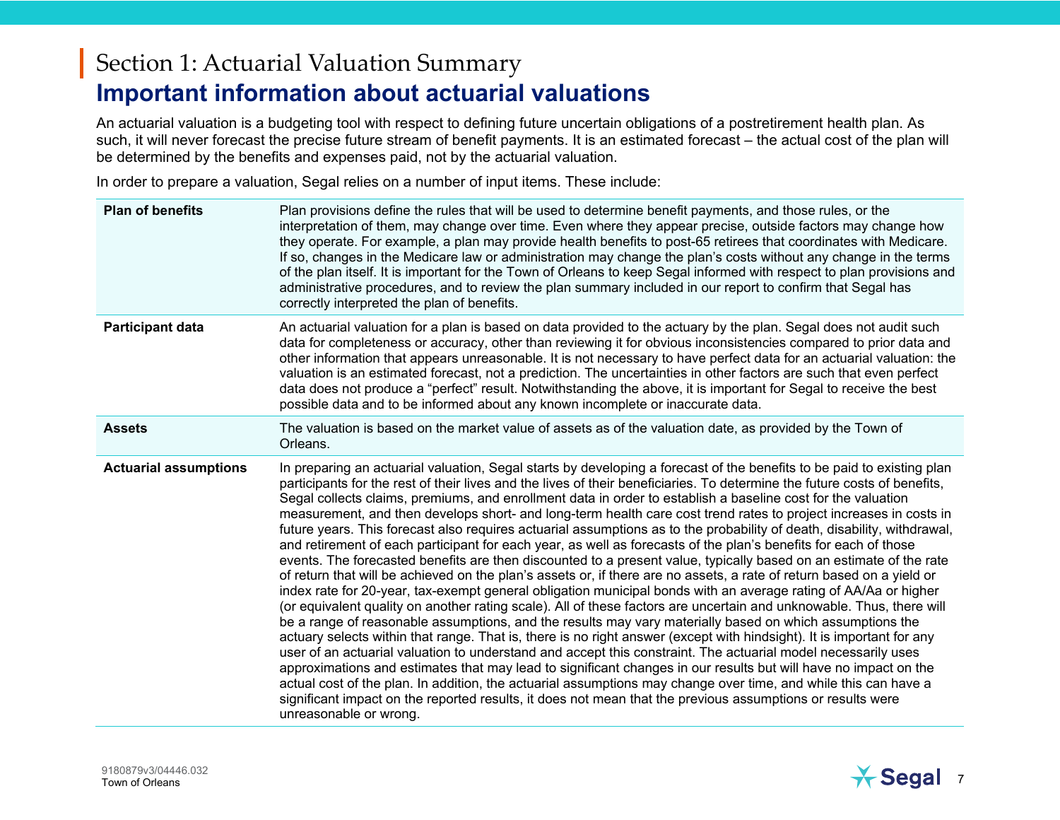# Section 1: Actuarial Valuation Summary

## Important information about actuarial valuations

An actuarial valuation is a budgeting tool with respect to defining future uncertain obligations of a postretirement health plan. As such, it will never forecast the precise future stream of benefit payments. It is an estimated forecast – the actual cost of the plan will be determined by the benefits and expenses paid, not by the actuarial valuation.

In order to prepare a valuation, Segal relies on a number of input items. These include:

| | |
|---|---|
| **Plan of benefits** | Plan provisions define the rules that will be used to determine benefit payments, and those rules, or the interpretation of them, may change over time. Even where they appear precise, outside factors may change how they operate. For example, a plan may provide health benefits to post-65 retirees that coordinates with Medicare. If so, changes in the Medicare law or administration may change the plan's costs without any change in the terms of the plan itself. It is important for the Town of Orleans to keep Segal informed with respect to plan provisions and administrative procedures, and to review the plan summary included in our report to confirm that Segal has correctly interpreted the plan of benefits. |
| **Participant data** | An actuarial valuation for a plan is based on data provided to the actuary by the plan. Segal does not audit such data for completeness or accuracy, other than reviewing it for obvious inconsistencies compared to prior data and other information that appears unreasonable. It is not necessary to have perfect data for an actuarial valuation: the valuation is an estimated forecast, not a prediction. The uncertainties in other factors are such that even perfect data does not produce a "perfect" result. Notwithstanding the above, it is important for Segal to receive the best possible data and to be informed about any known incomplete or inaccurate data. |
| **Assets** | The valuation is based on the market value of assets as of the valuation date, as provided by the Town of Orleans. |
| **Actuarial assumptions** | In preparing an actuarial valuation, Segal starts by developing a forecast of the benefits to be paid to existing plan participants for the rest of their lives and the lives of their beneficiaries. To determine the future costs of benefits, Segal collects claims, premiums, and enrollment data in order to establish a baseline cost for the valuation measurement, and then develops short- and long-term health care cost trend rates to project increases in costs in future years. This forecast also requires actuarial assumptions as to the probability of death, disability, withdrawal, and retirement of each participant for each year, as well as forecasts of the plan's benefits for each of those events. The forecasted benefits are then discounted to a present value, typically based on an estimate of the rate of return that will be achieved on the plan's assets or, if there are no assets, a rate of return based on a yield or index rate for 20-year, tax-exempt general obligation municipal bonds with an average rating of AA/Aa or higher (or equivalent quality on another rating scale). All of these factors are uncertain and unknowable. Thus, there will be a range of reasonable assumptions, and the results may vary materially based on which assumptions the actuary selects within that range. That is, there is no right answer (except with hindsight). It is important for any user of an actuarial valuation to understand and accept this constraint. The actuarial model necessarily uses approximations and estimates that may lead to significant changes in our results but will have no impact on the actual cost of the plan. In addition, the actuarial assumptions may change over time, and while this can have a significant impact on the reported results, it does not mean that the previous assumptions or results were unreasonable or wrong. |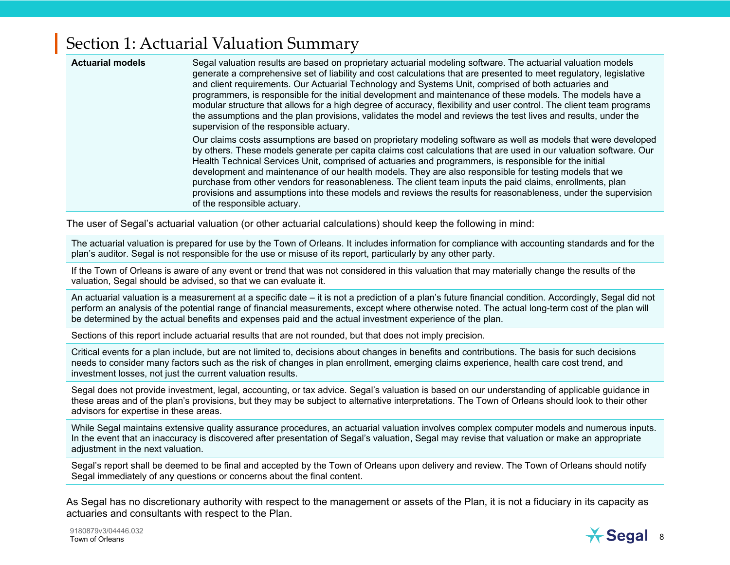# Section 1: Actuarial Valuation Summary

| | |
|---|---|
| **Actuarial models** | Segal valuation results are based on proprietary actuarial modeling software. The actuarial valuation models generate a comprehensive set of liability and cost calculations that are presented to meet regulatory, legislative and client requirements. Our Actuarial Technology and Systems Unit, comprised of both actuaries and programmers, is responsible for the initial development and maintenance of these models. The models have a modular structure that allows for a high degree of accuracy, flexibility and user control. The client team programs the assumptions and the plan provisions, validates the model and reviews the test lives and results, under the supervision of the responsible actuary. <br><br> Our claims costs assumptions are based on proprietary modeling software as well as models that were developed by others. These models generate per capita claims cost calculations that are used in our valuation software. Our Health Technical Services Unit, comprised of actuaries and programmers, is responsible for the initial development and maintenance of our health models. They are also responsible for testing models that we purchase from other vendors for reasonableness. The client team inputs the paid claims, enrollments, plan provisions and assumptions into these models and reviews the results for reasonableness, under the supervision of the responsible actuary. |

The user of Segal's actuarial valuation (or other actuarial calculations) should keep the following in mind:

- The actuarial valuation is prepared for use by the Town of Orleans. It includes information for compliance with accounting standards and for the plan's auditor. Segal is not responsible for the use or misuse of its report, particularly by any other party.
- If the Town of Orleans is aware of any event or trend that was not considered in this valuation that may materially change the results of the valuation, Segal should be advised, so that we can evaluate it.
- An actuarial valuation is a measurement at a specific date – it is not a prediction of a plan's future financial condition. Accordingly, Segal did not perform an analysis of the potential range of financial measurements, except where otherwise noted. The actual long-term cost of the plan will be determined by the actual benefits and expenses paid and the actual investment experience of the plan.
- Sections of this report include actuarial results that are not rounded, but that does not imply precision.
- Critical events for a plan include, but are not limited to, decisions about changes in benefits and contributions. The basis for such decisions needs to consider many factors such as the risk of changes in plan enrollment, emerging claims experience, health care cost trend, and investment losses, not just the current valuation results.
- Segal does not provide investment, legal, accounting, or tax advice. Segal's valuation is based on our understanding of applicable guidance in these areas and of the plan's provisions, but they may be subject to alternative interpretations. The Town of Orleans should look to their other advisors for expertise in these areas.
- While Segal maintains extensive quality assurance procedures, an actuarial valuation involves complex computer models and numerous inputs. In the event that an inaccuracy is discovered after presentation of Segal's valuation, Segal may revise that valuation or make an appropriate adjustment in the next valuation.
- Segal's report shall be deemed to be final and accepted by the Town of Orleans upon delivery and review. The Town of Orleans should notify Segal immediately of any questions or concerns about the final content.

As Segal has no discretionary authority with respect to the management or assets of the Plan, it is not a fiduciary in its capacity as actuaries and consultants with respect to the Plan.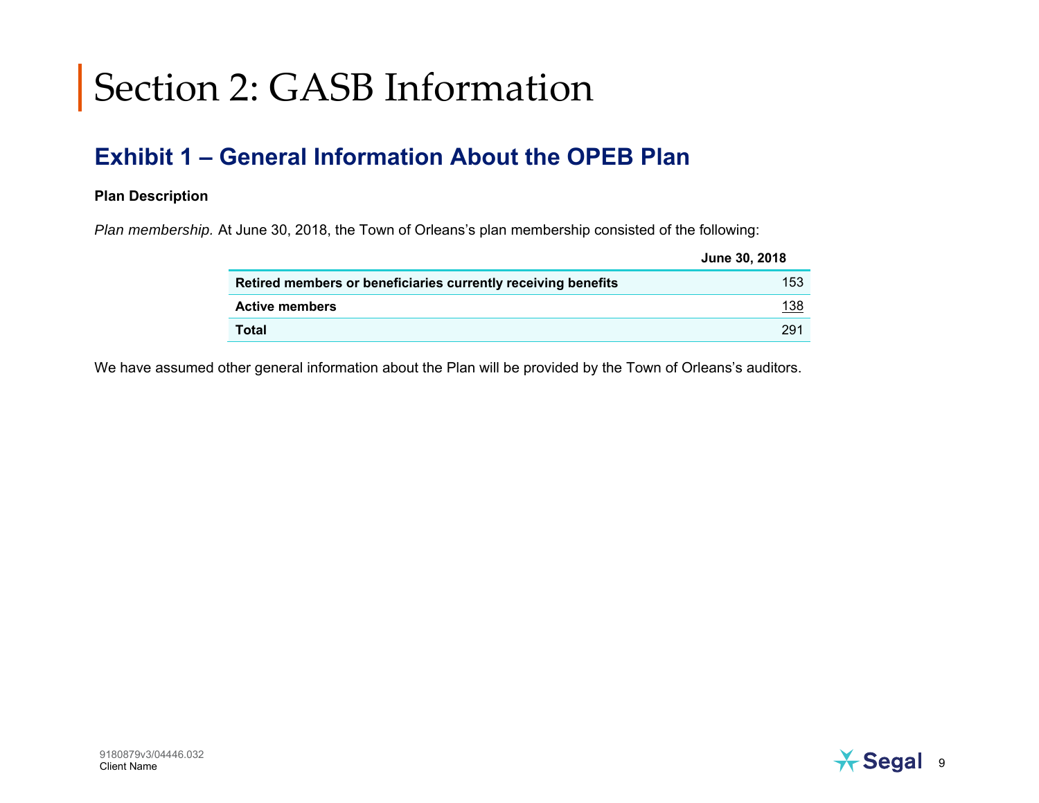# Section 2: GASB Information

## Exhibit 1 – General Information About the OPEB Plan

**Plan Description**

*Plan membership.* At June 30, 2018, the Town of Orleans's plan membership consisted of the following:

| | June 30, 2018 |
|---|---|
| **Retired members or beneficiaries currently receiving benefits** | 153 |
| **Active members** | 138 |
| **Total** | 291 |

We have assumed other general information about the Plan will be provided by the Town of Orleans's auditors.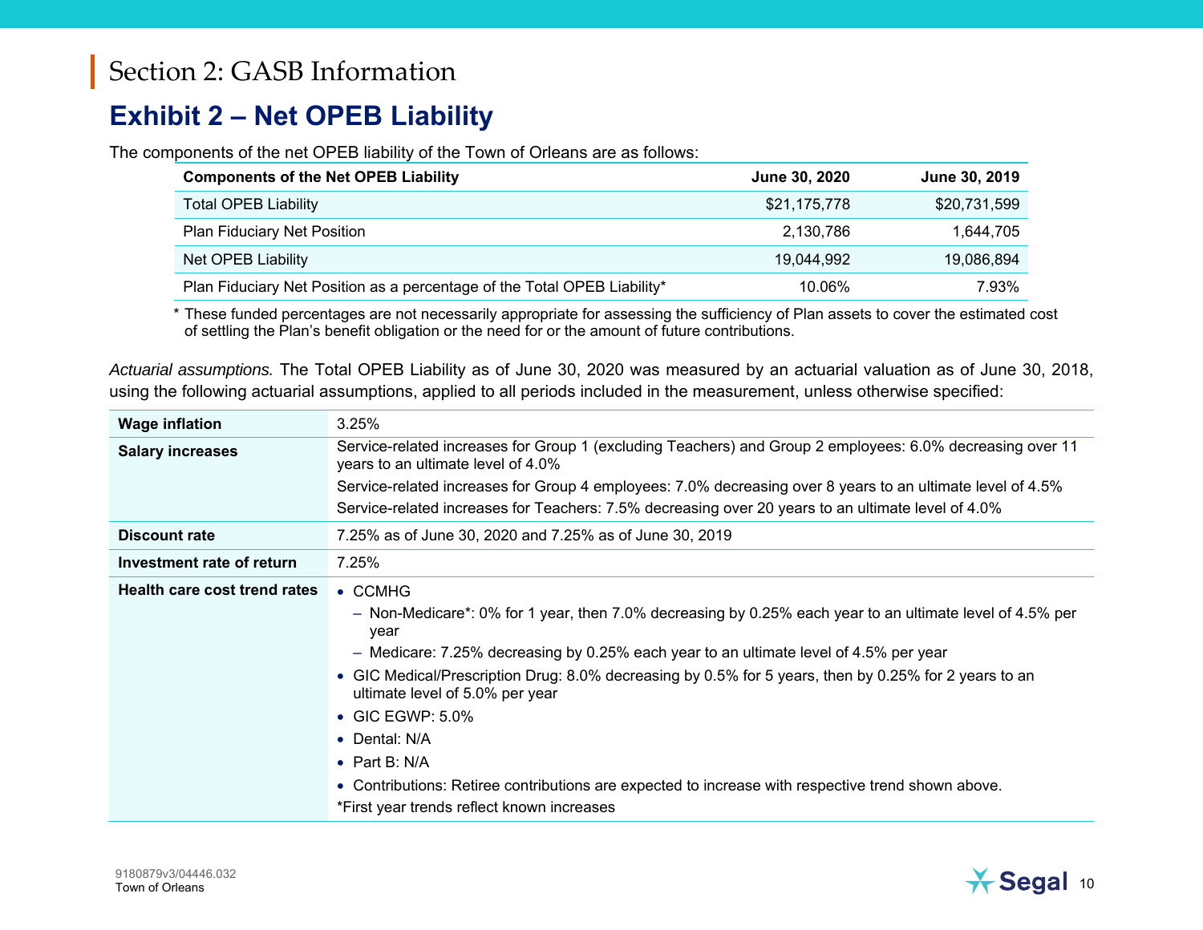# Section 2: GASB Information

## Exhibit 2 – Net OPEB Liability

The components of the net OPEB liability of the Town of Orleans are as follows:

| Components of the Net OPEB Liability | June 30, 2020 | June 30, 2019 |
|---|---|---|
| Total OPEB Liability | $21,175,778 | $20,731,599 |
| Plan Fiduciary Net Position | 2,130,786 | 1,644,705 |
| Net OPEB Liability | 19,044,992 | 19,086,894 |
| Plan Fiduciary Net Position as a percentage of the Total OPEB Liability* | 10.06% | 7.93% |

\* These funded percentages are not necessarily appropriate for assessing the sufficiency of Plan assets to cover the estimated cost of settling the Plan's benefit obligation or the need for or the amount of future contributions.

*Actuarial assumptions.* The Total OPEB Liability as of June 30, 2020 was measured by an actuarial valuation as of June 30, 2018, using the following actuarial assumptions, applied to all periods included in the measurement, unless otherwise specified:

| | |
|---|---|
| **Wage inflation** | 3.25% |
| **Salary increases** | Service-related increases for Group 1 (excluding Teachers) and Group 2 employees: 6.0% decreasing over 11 years to an ultimate level of 4.0%<br>Service-related increases for Group 4 employees: 7.0% decreasing over 8 years to an ultimate level of 4.5%<br>Service-related increases for Teachers: 7.5% decreasing over 20 years to an ultimate level of 4.0% |
| **Discount rate** | 7.25% as of June 30, 2020 and 7.25% as of June 30, 2019 |
| **Investment rate of return** | 7.25% |
| **Health care cost trend rates** | • CCMHG<br>– Non-Medicare*: 0% for 1 year, then 7.0% decreasing by 0.25% each year to an ultimate level of 4.5% per year<br>– Medicare: 7.25% decreasing by 0.25% each year to an ultimate level of 4.5% per year<br>• GIC Medical/Prescription Drug: 8.0% decreasing by 0.5% for 5 years, then by 0.25% for 2 years to an ultimate level of 5.0% per year<br>• GIC EGWP: 5.0%<br>• Dental: N/A<br>• Part B: N/A<br>• Contributions: Retiree contributions are expected to increase with respective trend shown above.<br>*First year trends reflect known increases |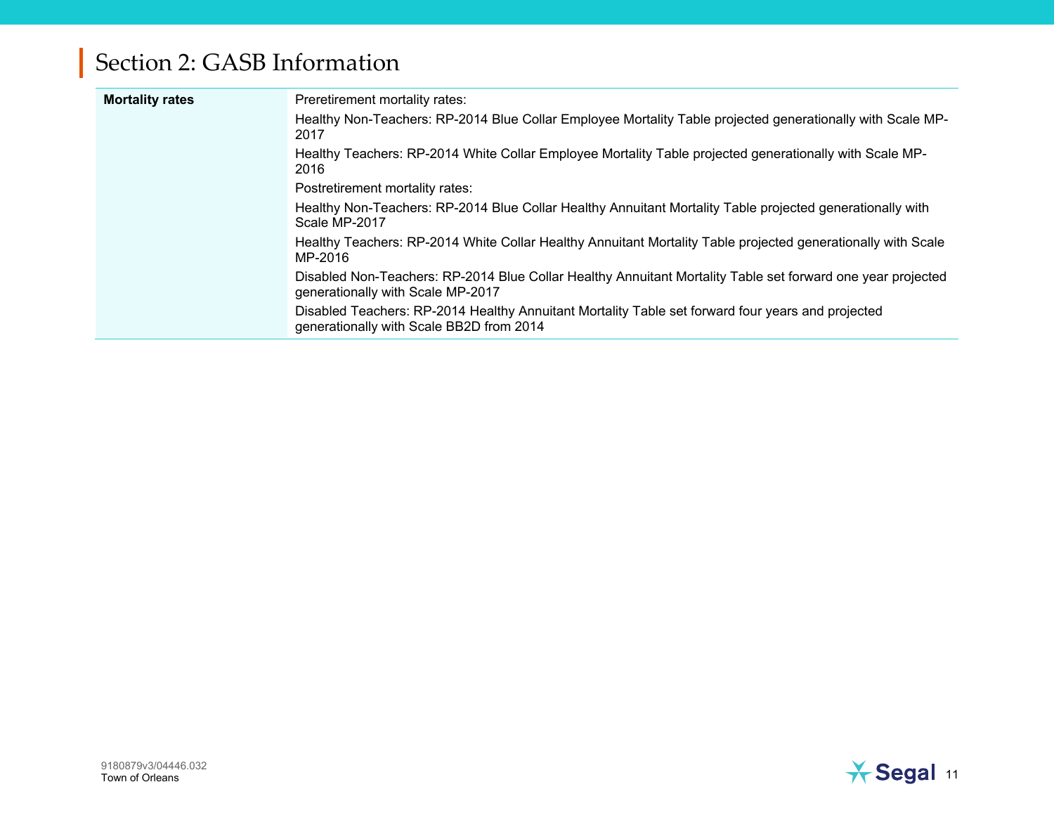# Section 2: GASB Information

| | |
|---|---|
| **Mortality rates** | Preretirement mortality rates:<br>Healthy Non-Teachers: RP-2014 Blue Collar Employee Mortality Table projected generationally with Scale MP-2017<br>Healthy Teachers: RP-2014 White Collar Employee Mortality Table projected generationally with Scale MP-2016<br>Postretirement mortality rates:<br>Healthy Non-Teachers: RP-2014 Blue Collar Healthy Annuitant Mortality Table projected generationally with Scale MP-2017<br>Healthy Teachers: RP-2014 White Collar Healthy Annuitant Mortality Table projected generationally with Scale MP-2016<br>Disabled Non-Teachers: RP-2014 Blue Collar Healthy Annuitant Mortality Table set forward one year projected generationally with Scale MP-2017<br>Disabled Teachers: RP-2014 Healthy Annuitant Mortality Table set forward four years and projected generationally with Scale BB2D from 2014 |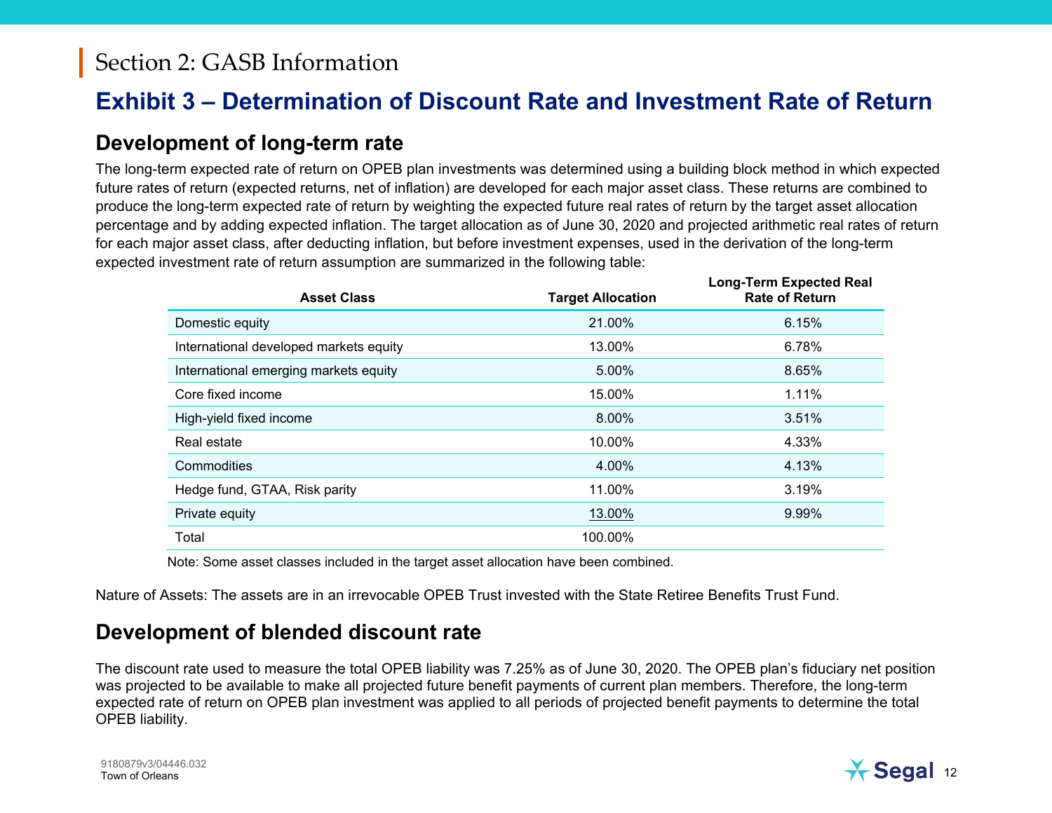# Section 2: GASB Information

## Exhibit 3 – Determination of Discount Rate and Investment Rate of Return

### Development of long-term rate

The long-term expected rate of return on OPEB plan investments was determined using a building block method in which expected future rates of return (expected returns, net of inflation) are developed for each major asset class. These returns are combined to produce the long-term expected rate of return by weighting the expected future real rates of return by the target asset allocation percentage and by adding expected inflation. The target allocation as of June 30, 2020 and projected arithmetic real rates of return for each major asset class, after deducting inflation, but before investment expenses, used in the derivation of the long-term expected investment rate of return assumption are summarized in the following table:

| Asset Class | Target Allocation | Long-Term Expected Real Rate of Return |
|---|---|---|
| Domestic equity | 21.00% | 6.15% |
| International developed markets equity | 13.00% | 6.78% |
| International emerging markets equity | 5.00% | 8.65% |
| Core fixed income | 15.00% | 1.11% |
| High-yield fixed income | 8.00% | 3.51% |
| Real estate | 10.00% | 4.33% |
| Commodities | 4.00% | 4.13% |
| Hedge fund, GTAA, Risk parity | 11.00% | 3.19% |
| Private equity | 13.00% | 9.99% |
| Total | 100.00% | |

Note: Some asset classes included in the target asset allocation have been combined.

Nature of Assets: The assets are in an irrevocable OPEB Trust invested with the State Retiree Benefits Trust Fund.

### Development of blended discount rate

The discount rate used to measure the total OPEB liability was 7.25% as of June 30, 2020. The OPEB plan's fiduciary net position was projected to be available to make all projected future benefit payments of current plan members. Therefore, the long-term expected rate of return on OPEB plan investment was applied to all periods of projected benefit payments to determine the total OPEB liability.

9180879v3/04446.032
Town of Orleans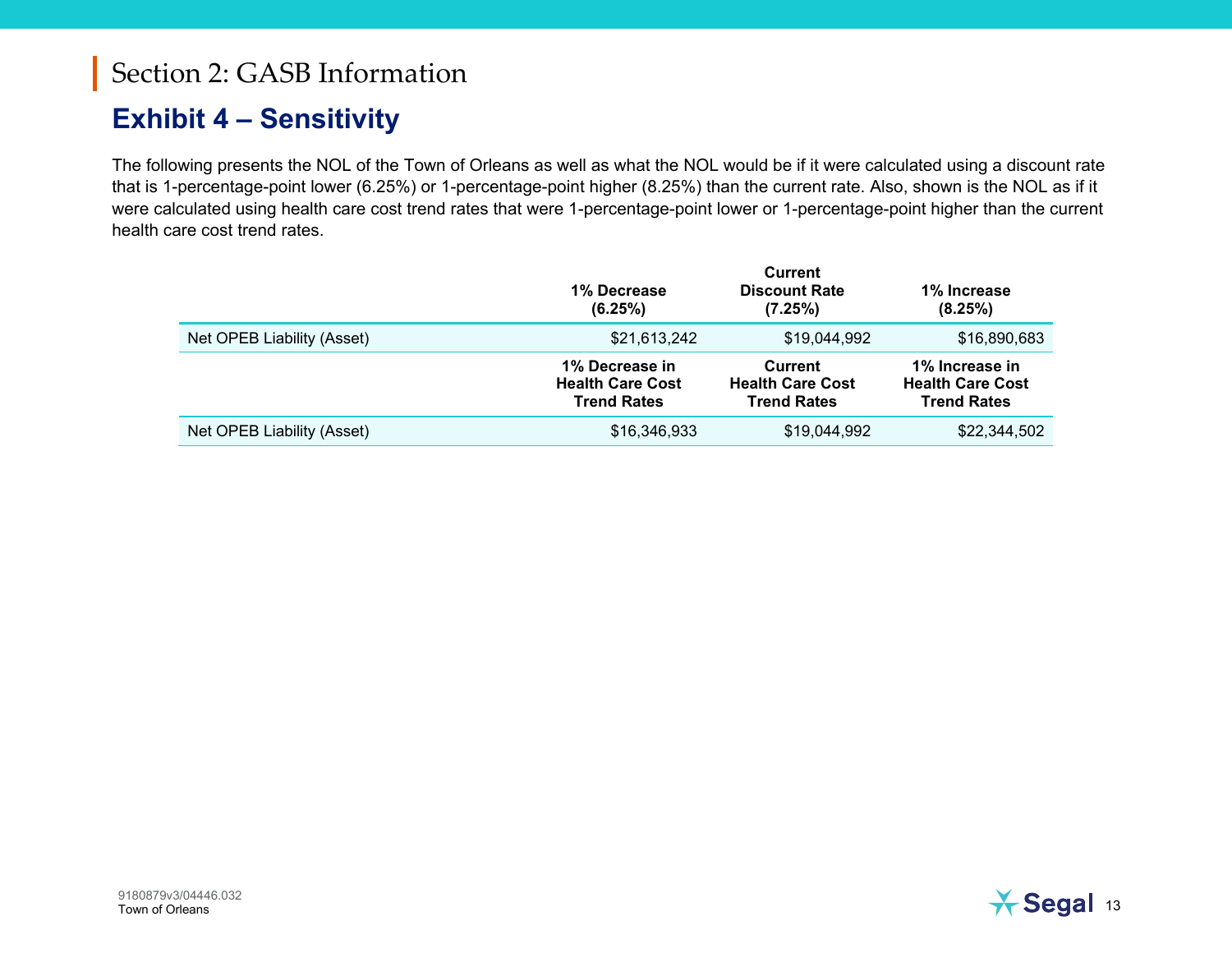# Section 2: GASB Information

## Exhibit 4 – Sensitivity

The following presents the NOL of the Town of Orleans as well as what the NOL would be if it were calculated using a discount rate that is 1-percentage-point lower (6.25%) or 1-percentage-point higher (8.25%) than the current rate. Also, shown is the NOL as if it were calculated using health care cost trend rates that were 1-percentage-point lower or 1-percentage-point higher than the current health care cost trend rates.

| | 1% Decrease (6.25%) | Current Discount Rate (7.25%) | 1% Increase (8.25%) |
|---|---|---|---|
| Net OPEB Liability (Asset) | $21,613,242 | $19,044,992 | $16,890,683 |
| | **1% Decrease in Health Care Cost Trend Rates** | **Current Health Care Cost Trend Rates** | **1% Increase in Health Care Cost Trend Rates** |
| Net OPEB Liability (Asset) | $16,346,933 | $19,044,992 | $22,344,502 |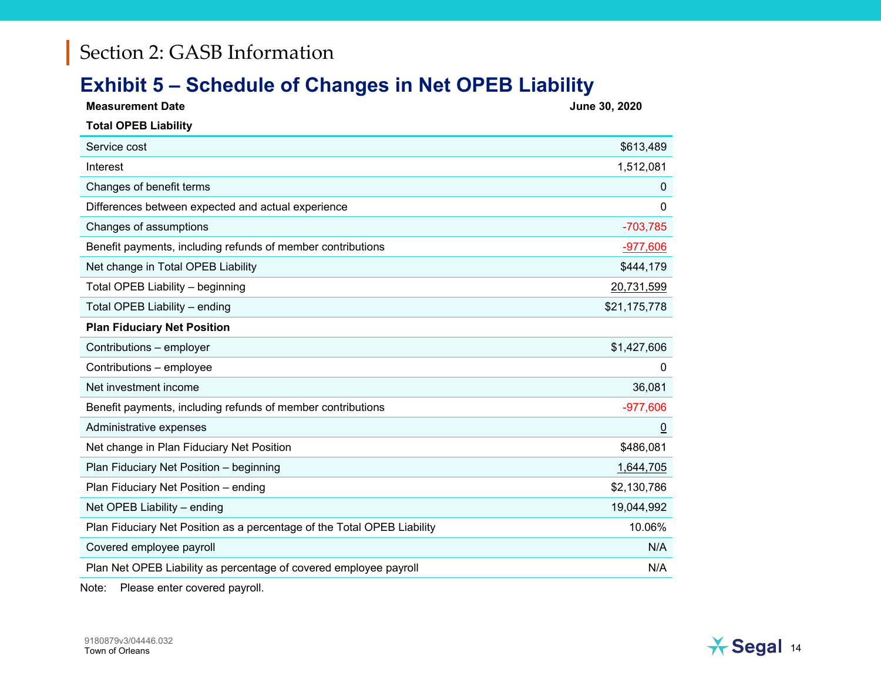# Section 2: GASB Information

## Exhibit 5 – Schedule of Changes in Net OPEB Liability

| **Measurement Date** | **June 30, 2020** |
|---|---|
| **Total OPEB Liability** | |
| Service cost | $613,489 |
| Interest | 1,512,081 |
| Changes of benefit terms | 0 |
| Differences between expected and actual experience | 0 |
| Changes of assumptions | -703,785 |
| Benefit payments, including refunds of member contributions | -977,606 |
| Net change in Total OPEB Liability | $444,179 |
| Total OPEB Liability – beginning | 20,731,599 |
| Total OPEB Liability – ending | $21,175,778 |
| **Plan Fiduciary Net Position** | |
| Contributions – employer | $1,427,606 |
| Contributions – employee | 0 |
| Net investment income | 36,081 |
| Benefit payments, including refunds of member contributions | -977,606 |
| Administrative expenses | 0 |
| Net change in Plan Fiduciary Net Position | $486,081 |
| Plan Fiduciary Net Position – beginning | 1,644,705 |
| Plan Fiduciary Net Position – ending | $2,130,786 |
| Net OPEB Liability – ending | 19,044,992 |
| Plan Fiduciary Net Position as a percentage of the Total OPEB Liability | 10.06% |
| Covered employee payroll | N/A |
| Plan Net OPEB Liability as percentage of covered employee payroll | N/A |

Note: Please enter covered payroll.

9180879v3/04446.032
Town of Orleans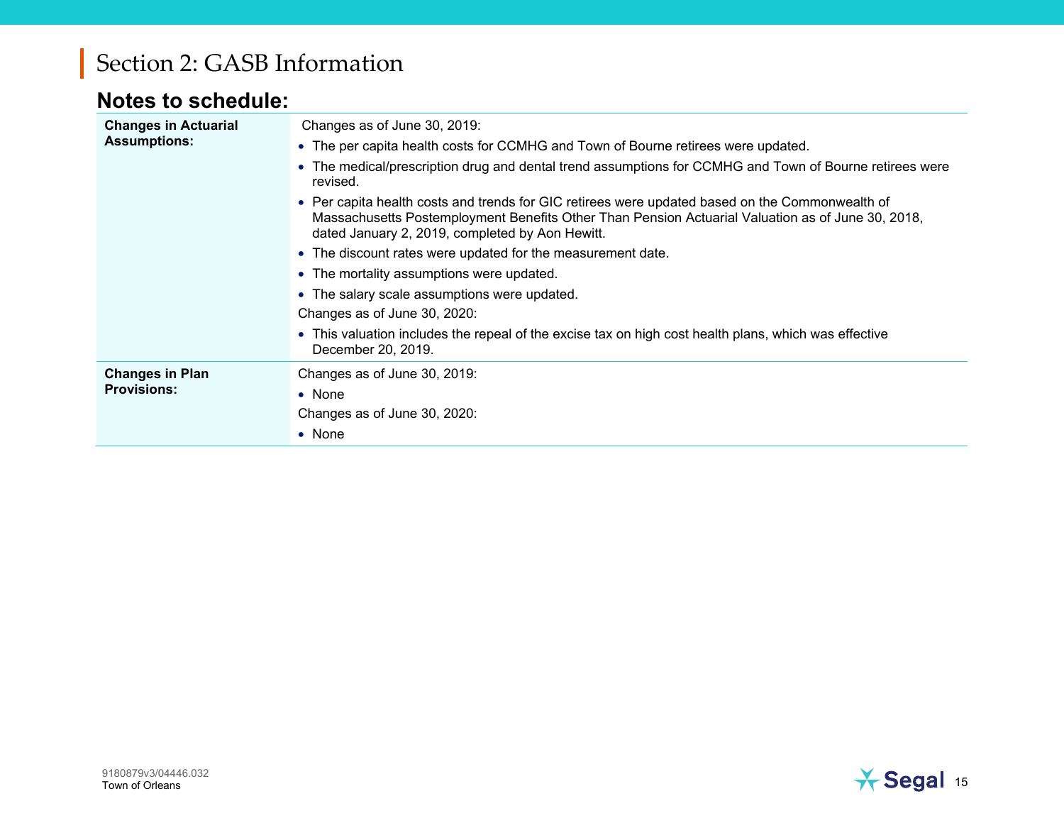# Section 2: GASB Information

## Notes to schedule:

| | |
|---|---|
| **Changes in Actuarial Assumptions:** | Changes as of June 30, 2019:<br>• The per capita health costs for CCMHG and Town of Bourne retirees were updated.<br>• The medical/prescription drug and dental trend assumptions for CCMHG and Town of Bourne retirees were revised.<br>• Per capita health costs and trends for GIC retirees were updated based on the Commonwealth of Massachusetts Postemployment Benefits Other Than Pension Actuarial Valuation as of June 30, 2018, dated January 2, 2019, completed by Aon Hewitt.<br>• The discount rates were updated for the measurement date.<br>• The mortality assumptions were updated.<br>• The salary scale assumptions were updated.<br>Changes as of June 30, 2020:<br>• This valuation includes the repeal of the excise tax on high cost health plans, which was effective December 20, 2019. |
| **Changes in Plan Provisions:** | Changes as of June 30, 2019:<br>• None<br>Changes as of June 30, 2020:<br>• None |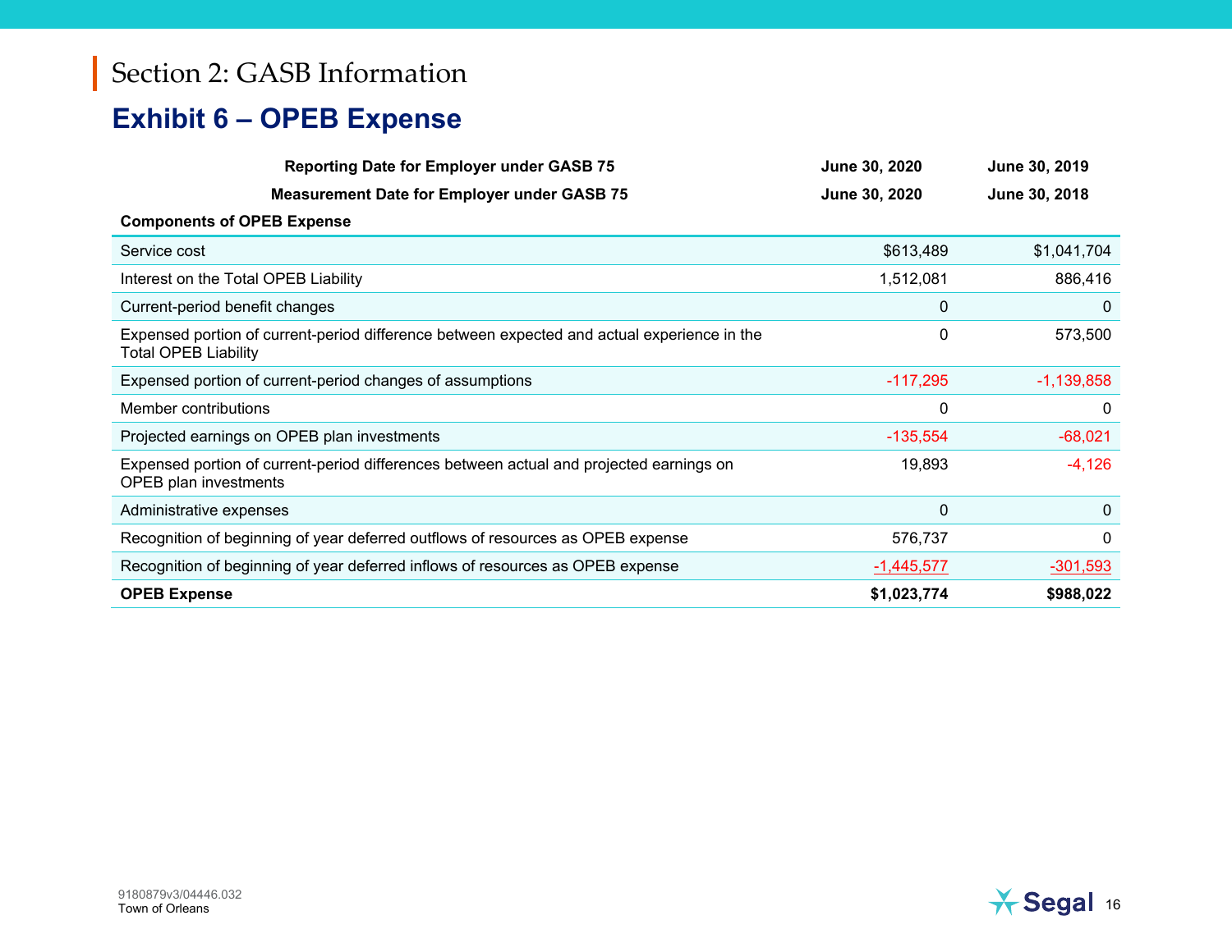# Section 2: GASB Information

## Exhibit 6 – OPEB Expense

| Reporting Date for Employer under GASB 75 | June 30, 2020 | June 30, 2019 |
|---|---|---|
| **Measurement Date for Employer under GASB 75** | **June 30, 2020** | **June 30, 2018** |
| **Components of OPEB Expense** | | |
| Service cost | $613,489 | $1,041,704 |
| Interest on the Total OPEB Liability | 1,512,081 | 886,416 |
| Current-period benefit changes | 0 | 0 |
| Expensed portion of current-period difference between expected and actual experience in the Total OPEB Liability | 0 | 573,500 |
| Expensed portion of current-period changes of assumptions | -117,295 | -1,139,858 |
| Member contributions | 0 | 0 |
| Projected earnings on OPEB plan investments | -135,554 | -68,021 |
| Expensed portion of current-period differences between actual and projected earnings on OPEB plan investments | 19,893 | -4,126 |
| Administrative expenses | 0 | 0 |
| Recognition of beginning of year deferred outflows of resources as OPEB expense | 576,737 | 0 |
| Recognition of beginning of year deferred inflows of resources as OPEB expense | -1,445,577 | -301,593 |
| **OPEB Expense** | **$1,023,774** | **$988,022** |

9180879v3/04446.032
Town of Orleans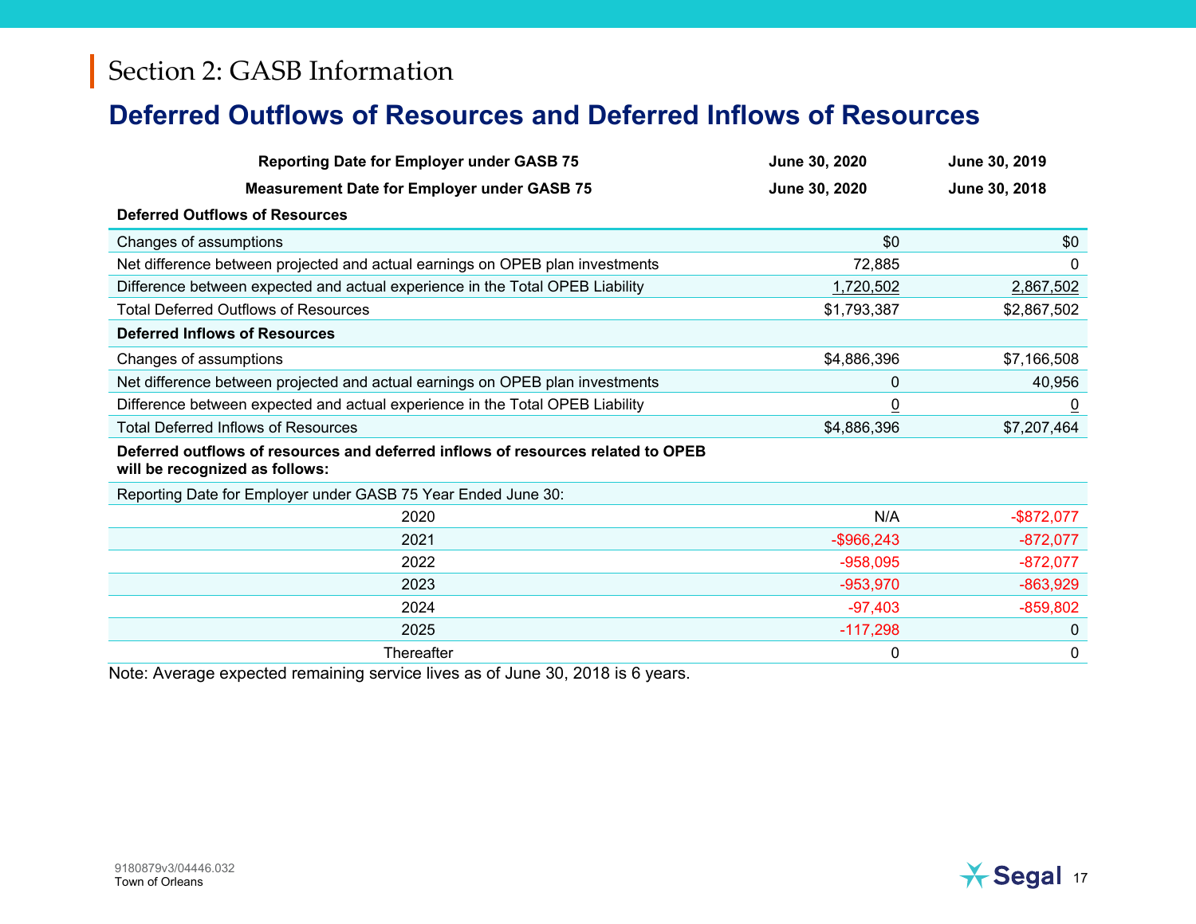# Section 2: GASB Information

## Deferred Outflows of Resources and Deferred Inflows of Resources

| Reporting Date for Employer under GASB 75 | June 30, 2020 | June 30, 2019 |
|---|---|---|
| **Measurement Date for Employer under GASB 75** | **June 30, 2020** | **June 30, 2018** |
| **Deferred Outflows of Resources** | | |
| Changes of assumptions | $0 | $0 |
| Net difference between projected and actual earnings on OPEB plan investments | 72,885 | 0 |
| Difference between expected and actual experience in the Total OPEB Liability | 1,720,502 | 2,867,502 |
| Total Deferred Outflows of Resources | $1,793,387 | $2,867,502 |
| **Deferred Inflows of Resources** | | |
| Changes of assumptions | $4,886,396 | $7,166,508 |
| Net difference between projected and actual earnings on OPEB plan investments | 0 | 40,956 |
| Difference between expected and actual experience in the Total OPEB Liability | 0 | 0 |
| Total Deferred Inflows of Resources | $4,886,396 | $7,207,464 |
| **Deferred outflows of resources and deferred inflows of resources related to OPEB will be recognized as follows:** | | |
| Reporting Date for Employer under GASB 75 Year Ended June 30: | | |
| 2020 | N/A | -$872,077 |
| 2021 | -$966,243 | -872,077 |
| 2022 | -958,095 | -872,077 |
| 2023 | -953,970 | -863,929 |
| 2024 | -97,403 | -859,802 |
| 2025 | -117,298 | 0 |
| Thereafter | 0 | 0 |

Note: Average expected remaining service lives as of June 30, 2018 is 6 years.

9180879v3/04446.032
Town of Orleans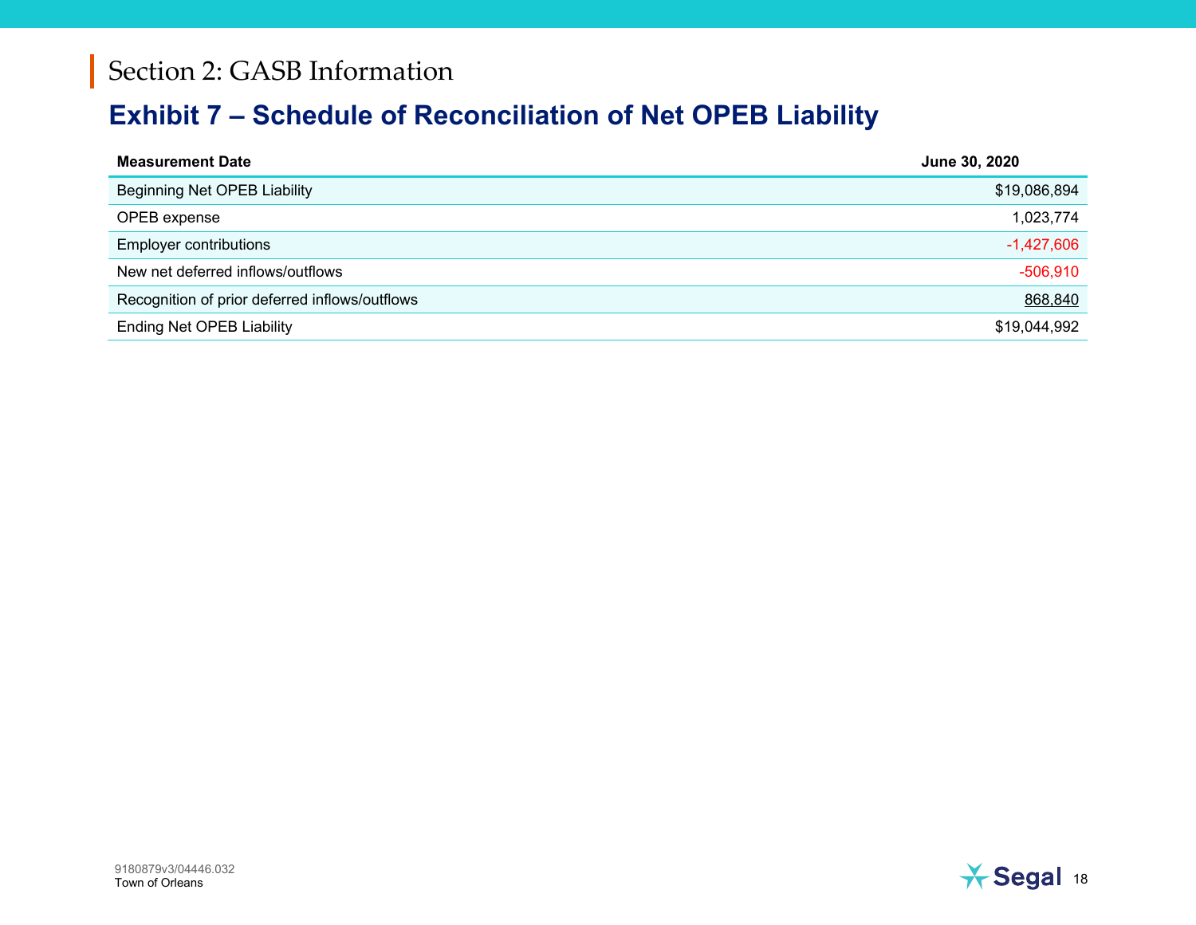# Section 2: GASB Information

## Exhibit 7 – Schedule of Reconciliation of Net OPEB Liability

| Measurement Date | June 30, 2020 |
|---|---|
| Beginning Net OPEB Liability | $19,086,894 |
| OPEB expense | 1,023,774 |
| Employer contributions | -1,427,606 |
| New net deferred inflows/outflows | -506,910 |
| Recognition of prior deferred inflows/outflows | 868,840 |
| Ending Net OPEB Liability | $19,044,992 |

9180879v3/04446.032
Town of Orleans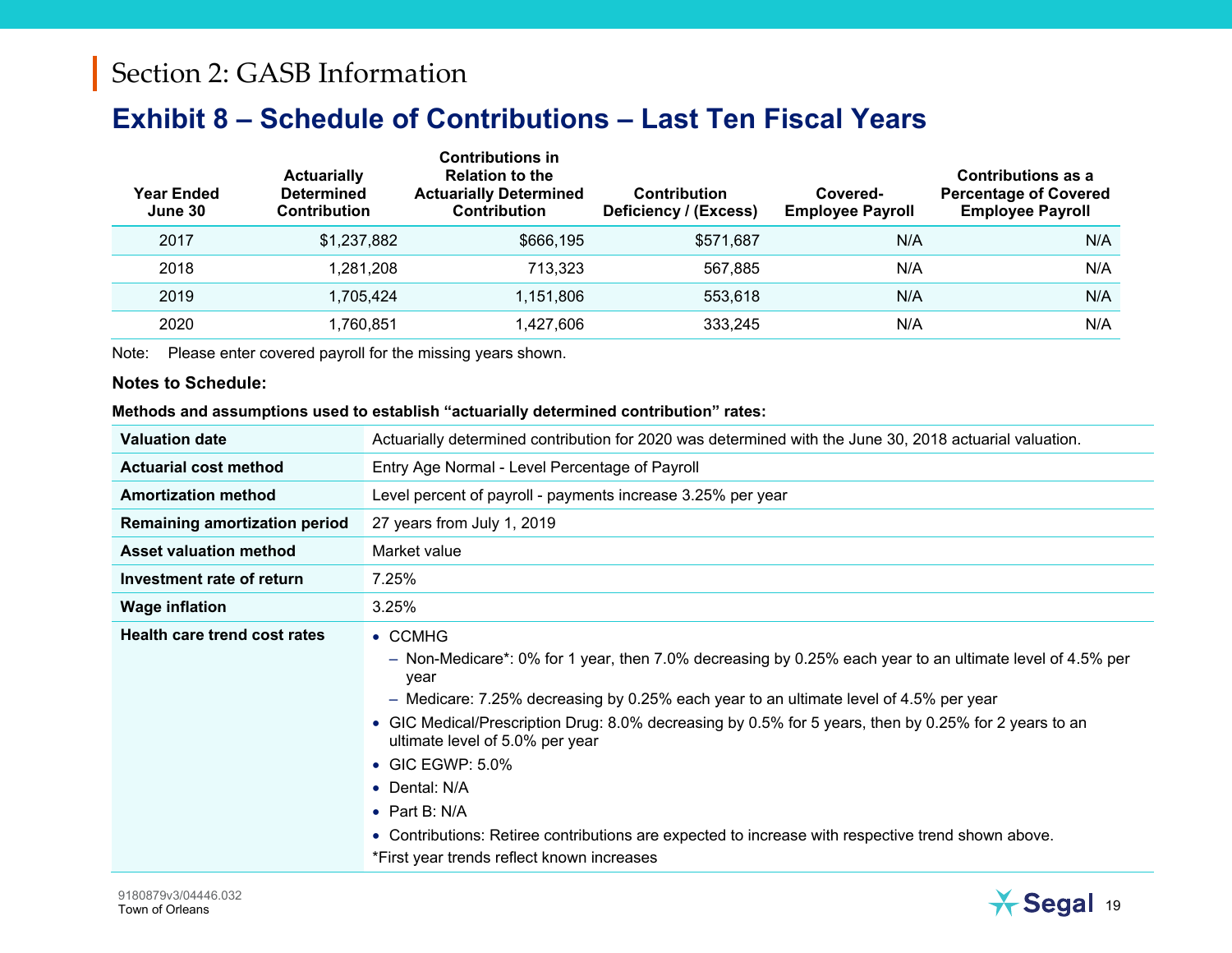# Section 2: GASB Information

## Exhibit 8 – Schedule of Contributions – Last Ten Fiscal Years

| Year Ended June 30 | Actuarially Determined Contribution | Contributions in Relation to the Actuarially Determined Contribution | Contribution Deficiency / (Excess) | Covered-Employee Payroll | Contributions as a Percentage of Covered Employee Payroll |
|---|---|---|---|---|---|
| 2017 | $1,237,882 | $666,195 | $571,687 | N/A | N/A |
| 2018 | 1,281,208 | 713,323 | 567,885 | N/A | N/A |
| 2019 | 1,705,424 | 1,151,806 | 553,618 | N/A | N/A |
| 2020 | 1,760,851 | 1,427,606 | 333,245 | N/A | N/A |

Note: Please enter covered payroll for the missing years shown.

**Notes to Schedule:**

**Methods and assumptions used to establish "actuarially determined contribution" rates:**

| | |
|---|---|
| **Valuation date** | Actuarially determined contribution for 2020 was determined with the June 30, 2018 actuarial valuation. |
| **Actuarial cost method** | Entry Age Normal - Level Percentage of Payroll |
| **Amortization method** | Level percent of payroll - payments increase 3.25% per year |
| **Remaining amortization period** | 27 years from July 1, 2019 |
| **Asset valuation method** | Market value |
| **Investment rate of return** | 7.25% |
| **Wage inflation** | 3.25% |
| **Health care trend cost rates** | • CCMHG<br>– Non-Medicare*: 0% for 1 year, then 7.0% decreasing by 0.25% each year to an ultimate level of 4.5% per year<br>– Medicare: 7.25% decreasing by 0.25% each year to an ultimate level of 4.5% per year<br>• GIC Medical/Prescription Drug: 8.0% decreasing by 0.5% for 5 years, then by 0.25% for 2 years to an ultimate level of 5.0% per year<br>• GIC EGWP: 5.0%<br>• Dental: N/A<br>• Part B: N/A<br>• Contributions: Retiree contributions are expected to increase with respective trend shown above.<br>*First year trends reflect known increases |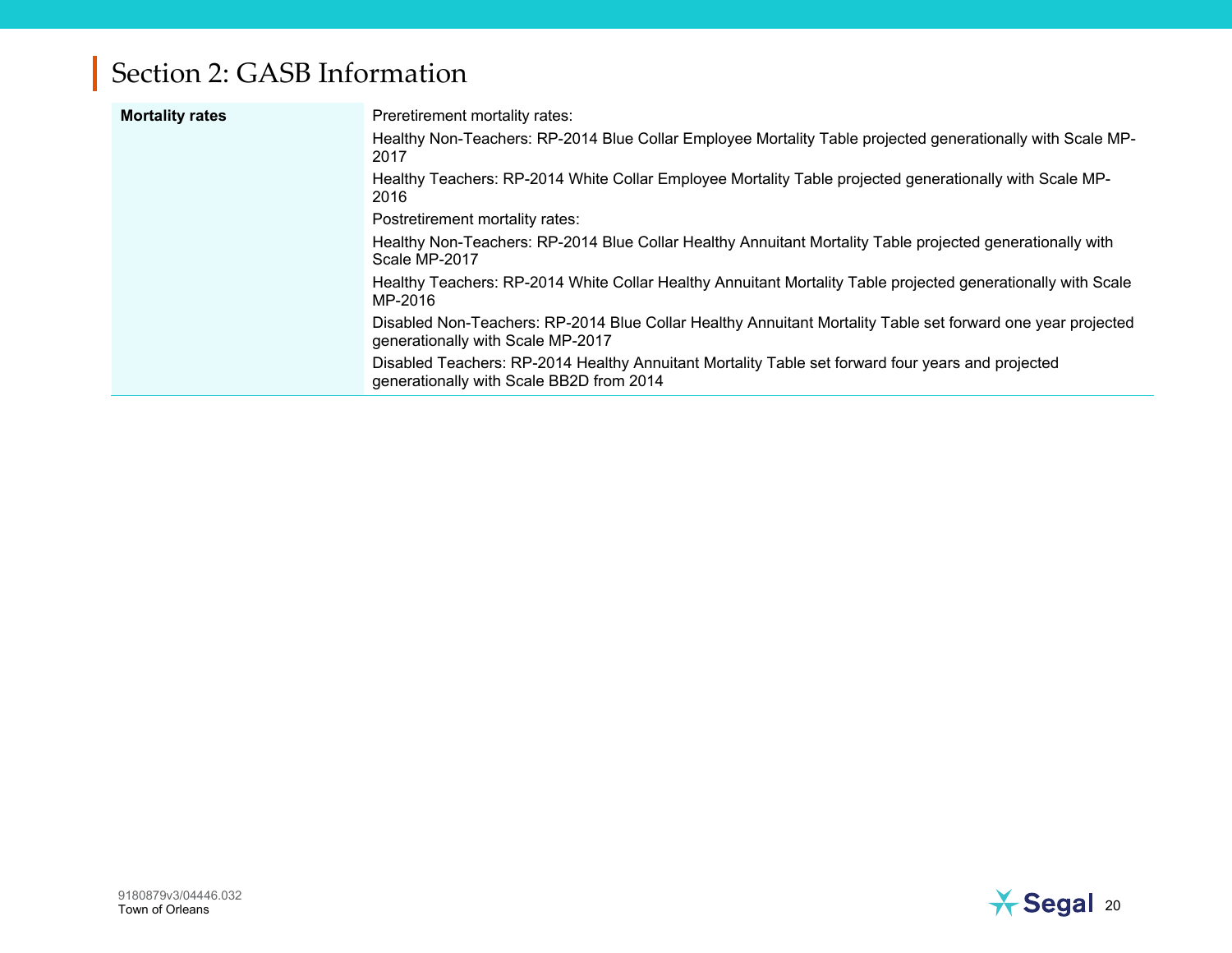## Section 2: GASB Information

| | |
|---|---|
| **Mortality rates** | Preretirement mortality rates:<br>Healthy Non-Teachers: RP-2014 Blue Collar Employee Mortality Table projected generationally with Scale MP-2017<br>Healthy Teachers: RP-2014 White Collar Employee Mortality Table projected generationally with Scale MP-2016<br>Postretirement mortality rates:<br>Healthy Non-Teachers: RP-2014 Blue Collar Healthy Annuitant Mortality Table projected generationally with Scale MP-2017<br>Healthy Teachers: RP-2014 White Collar Healthy Annuitant Mortality Table projected generationally with Scale MP-2016<br>Disabled Non-Teachers: RP-2014 Blue Collar Healthy Annuitant Mortality Table set forward one year projected generationally with Scale MP-2017<br>Disabled Teachers: RP-2014 Healthy Annuitant Mortality Table set forward four years and projected generationally with Scale BB2D from 2014 |

9180879v3/04446.032
Town of Orleans